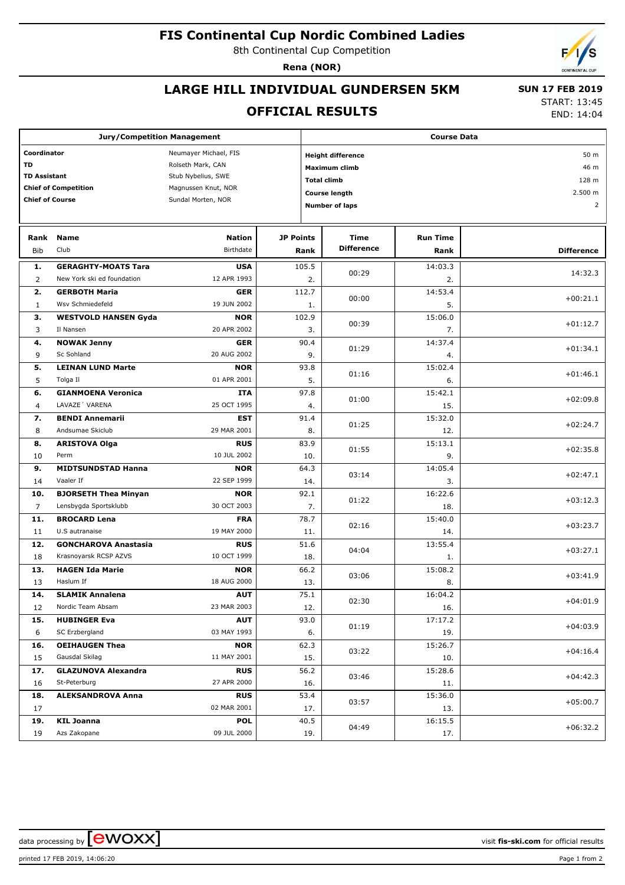# FIS Continental Cup Nordic Combined Ladies

8th Continental Cup Competition

**Rena (NOR)**

## LARGE HILL INDIVIDUAL GUNDERSEN 5KM

## OFFICIAL RESULTS

**SUN 17 FEB 2019**

START: 13:45

END: 14:04

| Jury/Competition Management | |
|---|---|
| **Coordinator** | Neumayer Michael, FIS |
| **TD** | Rolseth Mark, CAN |
| **TD Assistant** | Stub Nybelius, SWE |
| **Chief of Competition** | Magnussen Knut, NOR |
| **Chief of Course** | Sundal Morten, NOR |

| Course Data | |
|---|---|
| **Height difference** | 50 m |
| **Maximum climb** | 46 m |
| **Total climb** | 128 m |
| **Course length** | 2.500 m |
| **Number of laps** | 2 |

| Rank | Bib | Name | Club | Nation | Birthdate | JP Points | JP Rank | Time Difference | Run Time | Run Rank | Difference |
|---|---|---|---|---|---|---|---|---|---|---|---|
| 1. | 2 | **GERAGHTY-MOATS Tara** | New York ski ed foundation | **USA** | 12 APR 1993 | 105.5 | 2. | 00:29 | 14:03.3 | 2. | 14:32.3 |
| 2. | 1 | **GERBOTH Maria** | Wsv Schmiedefeld | **GER** | 19 JUN 2002 | 112.7 | 1. | 00:00 | 14:53.4 | 5. | +00:21.1 |
| 3. | 3 | **WESTVOLD HANSEN Gyda** | Il Nansen | **NOR** | 20 APR 2002 | 102.9 | 3. | 00:39 | 15:06.0 | 7. | +01:12.7 |
| 4. | 9 | **NOWAK Jenny** | Sc Sohland | **GER** | 20 AUG 2002 | 90.4 | 9. | 01:29 | 14:37.4 | 4. | +01:34.1 |
| 5. | 5 | **LEINAN LUND Marte** | Tolga Il | **NOR** | 01 APR 2001 | 93.8 | 5. | 01:16 | 15:02.4 | 6. | +01:46.1 |
| 6. | 4 | **GIANMOENA Veronica** | LAVAZE´ VARENA | **ITA** | 25 OCT 1995 | 97.8 | 4. | 01:00 | 15:42.1 | 15. | +02:09.8 |
| 7. | 8 | **BENDI Annemarii** | Andsumae Skiclub | **EST** | 29 MAR 2001 | 91.4 | 8. | 01:25 | 15:32.0 | 12. | +02:24.7 |
| 8. | 10 | **ARISTOVA Olga** | Perm | **RUS** | 10 JUL 2002 | 83.9 | 10. | 01:55 | 15:13.1 | 9. | +02:35.8 |
| 9. | 14 | **MIDTSUNDSTAD Hanna** | Vaaler If | **NOR** | 22 SEP 1999 | 64.3 | 14. | 03:14 | 14:05.4 | 3. | +02:47.1 |
| 10. | 7 | **BJORSETH Thea Minyan** | Lensbygda Sportsklubb | **NOR** | 30 OCT 2003 | 92.1 | 7. | 01:22 | 16:22.6 | 18. | +03:12.3 |
| 11. | 11 | **BROCARD Lena** | U.S autranaise | **FRA** | 19 MAY 2000 | 78.7 | 11. | 02:16 | 15:40.0 | 14. | +03:23.7 |
| 12. | 18 | **GONCHAROVA Anastasia** | Krasnoyarsk RCSP AZVS | **RUS** | 10 OCT 1999 | 51.6 | 18. | 04:04 | 13:55.4 | 1. | +03:27.1 |
| 13. | 13 | **HAGEN Ida Marie** | Haslum If | **NOR** | 18 AUG 2000 | 66.2 | 13. | 03:06 | 15:08.2 | 8. | +03:41.9 |
| 14. | 12 | **SLAMIK Annalena** | Nordic Team Absam | **AUT** | 23 MAR 2003 | 75.1 | 12. | 02:30 | 16:04.2 | 16. | +04:01.9 |
| 15. | 6 | **HUBINGER Eva** | SC Erzbergland | **AUT** | 03 MAY 1993 | 93.0 | 6. | 01:19 | 17:17.2 | 19. | +04:03.9 |
| 16. | 15 | **OEIHAUGEN Thea** | Gausdal Skilag | **NOR** | 11 MAY 2001 | 62.3 | 15. | 03:22 | 15:26.7 | 10. | +04:16.4 |
| 17. | 16 | **GLAZUNOVA Alexandra** | St-Peterburg | **RUS** | 27 APR 2000 | 56.2 | 16. | 03:46 | 15:28.6 | 11. | +04:42.3 |
| 18. | 17 | **ALEKSANDROVA Anna** | | **RUS** | 02 MAR 2001 | 53.4 | 17. | 03:57 | 15:36.0 | 13. | +05:00.7 |
| 19. | 19 | **KIL Joanna** | Azs Zakopane | **POL** | 09 JUL 2000 | 40.5 | 19. | 04:49 | 16:15.5 | 17. | +06:32.2 |

data processing by ewoxx — visit **fis-ski.com** for official results

printed 17 FEB 2019, 14:06:20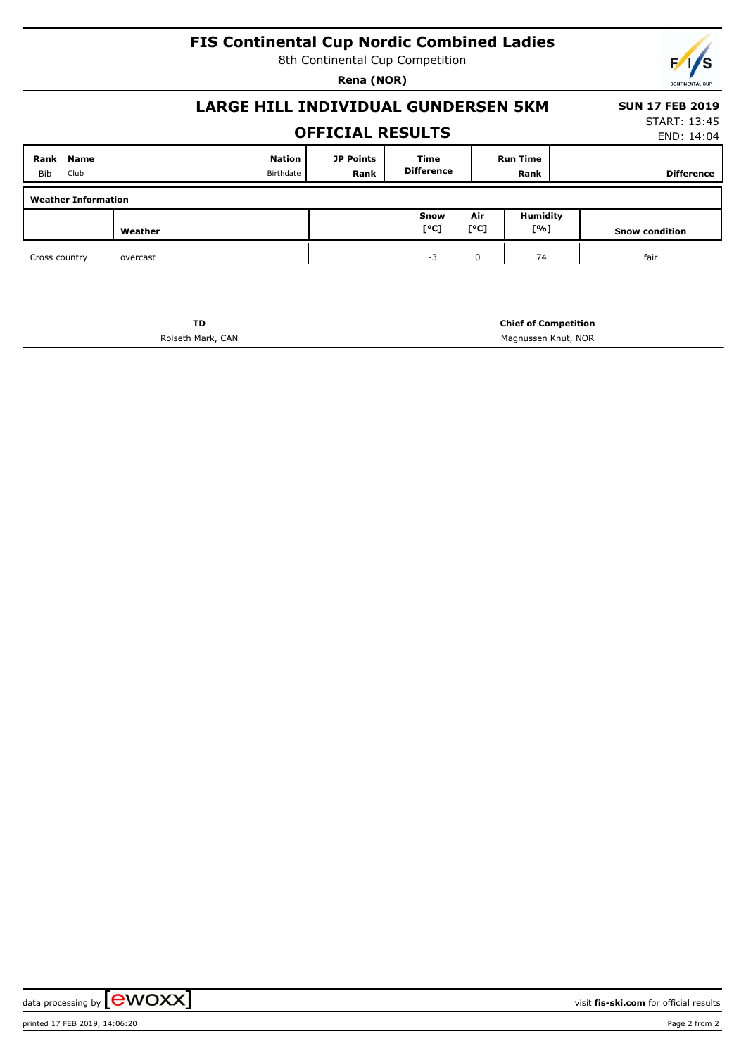# FIS Continental Cup Nordic Combined Ladies

8th Continental Cup Competition

**Rena (NOR)**

## LARGE HILL INDIVIDUAL GUNDERSEN 5KM

**SUN 17 FEB 2019**

START: 13:45

END: 14:04

## OFFICIAL RESULTS

| Rank Bib | Name Club | Nation Birthdate | JP Points Rank | Time Difference | Run Time Rank | Difference |
|---|---|---|---|---|---|---|

**Weather Information**

| | Weather | Snow [°C] | Air [°C] | Humidity [%] | Snow condition |
|---|---|---|---|---|---|
| Cross country | overcast | -3 | 0 | 74 | fair |

| TD | Chief of Competition |
|---|---|
| Rolseth Mark, CAN | Magnussen Knut, NOR |

data processing by [ewoxx]

visit **fis-ski.com** for official results

printed 17 FEB 2019, 14:06:20